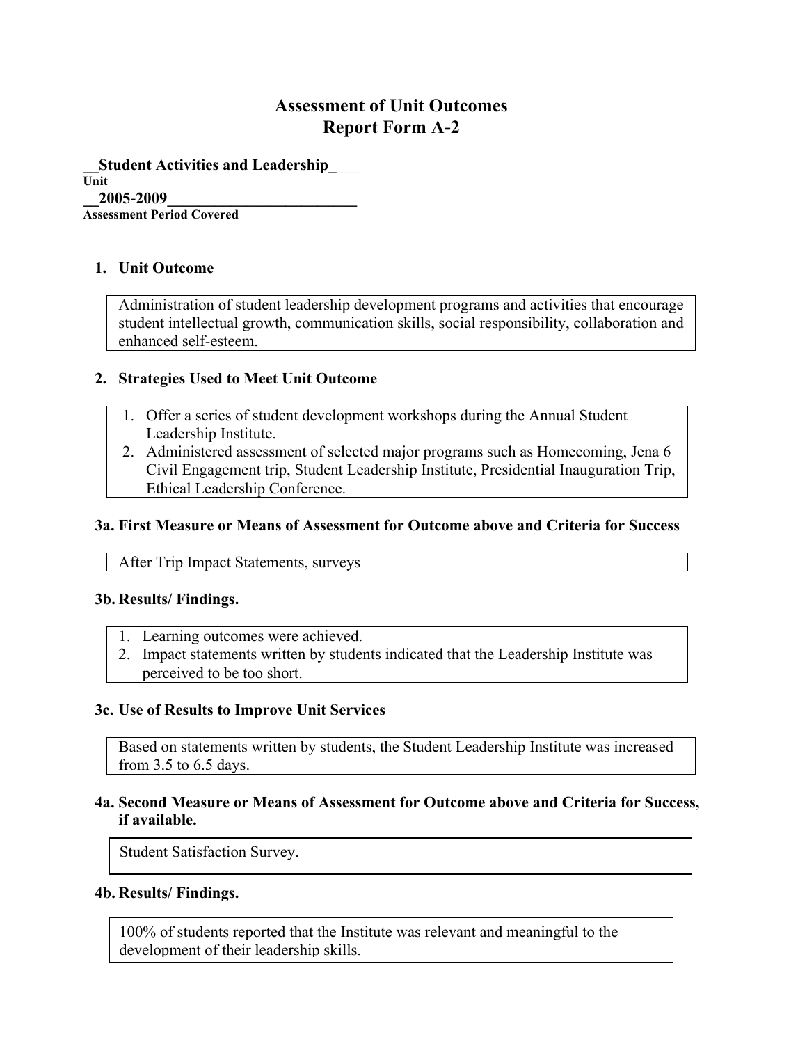# Assessment of Unit Outcomes
# Report Form A-2

**__Student Activities and Leadership_**___
**Unit**
**__2005-2009________________________**
**Assessment Period Covered**

## 1. Unit Outcome

Administration of student leadership development programs and activities that encourage student intellectual growth, communication skills, social responsibility, collaboration and enhanced self-esteem.

## 2. Strategies Used to Meet Unit Outcome

1. Offer a series of student development workshops during the Annual Student Leadership Institute.
2. Administered assessment of selected major programs such as Homecoming, Jena 6 Civil Engagement trip, Student Leadership Institute, Presidential Inauguration Trip, Ethical Leadership Conference.

## 3a. First Measure or Means of Assessment for Outcome above and Criteria for Success

After Trip Impact Statements, surveys

## 3b. Results/ Findings.

1. Learning outcomes were achieved.
2. Impact statements written by students indicated that the Leadership Institute was perceived to be too short.

## 3c. Use of Results to Improve Unit Services

Based on statements written by students, the Student Leadership Institute was increased from 3.5 to 6.5 days.

## 4a. Second Measure or Means of Assessment for Outcome above and Criteria for Success, if available.

Student Satisfaction Survey.

## 4b. Results/ Findings.

100% of students reported that the Institute was relevant and meaningful to the development of their leadership skills.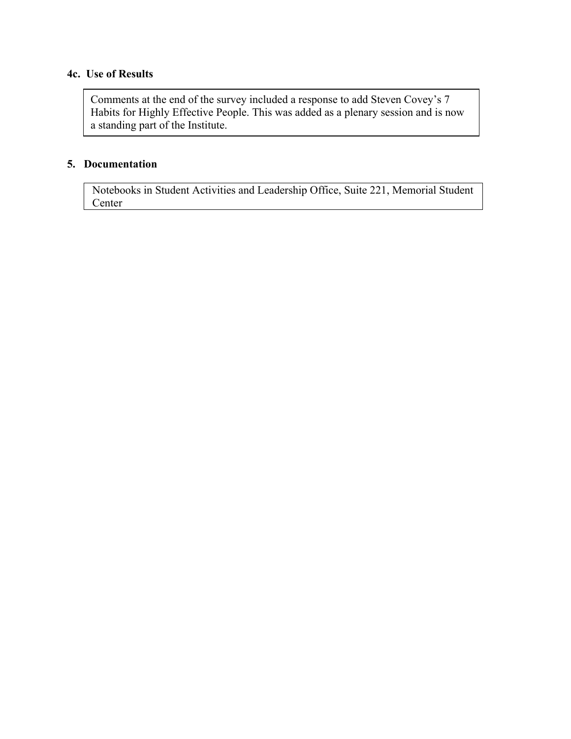#### 4c. Use of Results

Comments at the end of the survey included a response to add Steven Covey's 7 Habits for Highly Effective People. This was added as a plenary session and is now a standing part of the Institute.

#### 5. Documentation

Notebooks in Student Activities and Leadership Office, Suite 221, Memorial Student Center